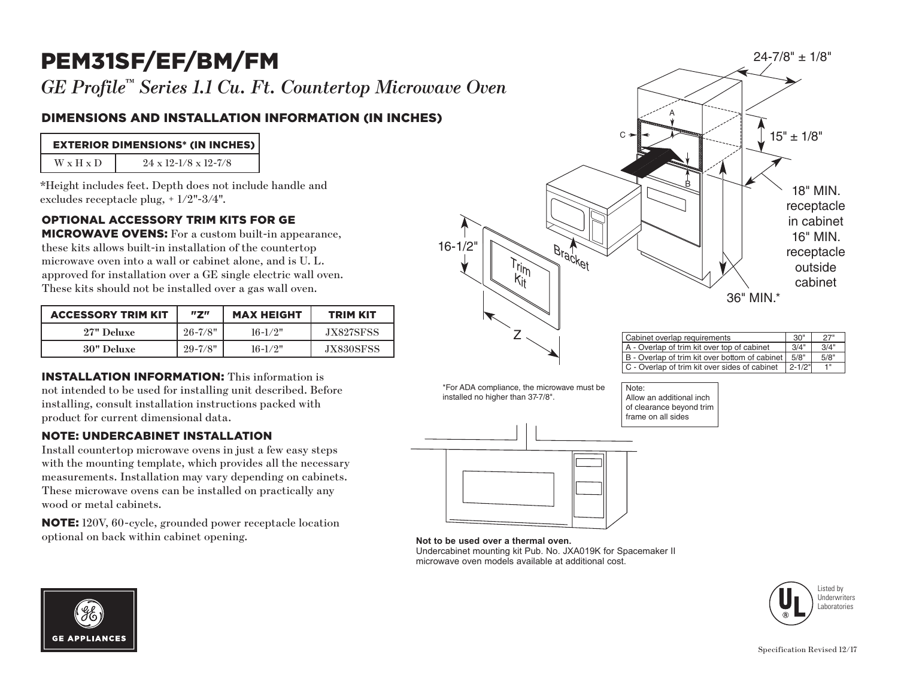# PEM31SF/EF/BM/FM

*GE Profile™ Series 1.1 Cu. Ft. Countertop Microwave Oven*

## DIMENSIONS AND INSTALLATION INFORMATION (IN INCHES)

| EXTERIOR DIMENSIONS* (IN INCHES) | |
|---|---|
| W x H x D | 24 x 12-1/8 x 12-7/8 |

*Height includes feet. Depth does not include handle and excludes receptacle plug, + 1/2"-3/4".

### OPTIONAL ACCESSORY TRIM KITS FOR GE MICROWAVE OVENS:

For a custom built-in appearance, these kits allows built-in installation of the countertop microwave oven into a wall or cabinet alone, and is U. L. approved for installation over a GE single electric wall oven. These kits should not be installed over a gas wall oven.

| ACCESSORY TRIM KIT | "Z" | MAX HEIGHT | TRIM KIT |
|---|---|---|---|
| 27" Deluxe | 26-7/8" | 16-1/2" | JX827SFSS |
| 30" Deluxe | 29-7/8" | 16-1/2" | JX830SFSS |

**INSTALLATION INFORMATION:** This information is not intended to be used for installing unit described. Before installing, consult installation instructions packed with product for current dimensional data.

### NOTE: UNDERCABINET INSTALLATION

Install countertop microwave ovens in just a few easy steps with the mounting template, which provides all the necessary measurements. Installation may vary depending on cabinets. These microwave ovens can be installed on practically any wood or metal cabinets.

**NOTE:** 120V, 60-cycle, grounded power receptacle location optional on back within cabinet opening.

24-7/8" ± 1/8"

15" ± 1/8"

18" MIN. receptacle in cabinet 16" MIN. receptacle outside cabinet

36" MIN.*

16-1/2"

Trim Kit

Bracket

Z

A B C

| Cabinet overlap requirements | 30" | 27" |
|---|---|---|
| A - Overlap of trim kit over top of cabinet | 3/4" | 3/4" |
| B - Overlap of trim kit over bottom of cabinet | 5/8" | 5/8" |
| C - Overlap of trim kit over sides of cabinet | 2-1/2" | 1" |

*For ADA compliance, the microwave must be installed no higher than 37-7/8".

Note:
Allow an additional inch of clearance beyond trim frame on all sides

**Not to be used over a thermal oven.**
Undercabinet mounting kit Pub. No. JXA019K for Spacemaker II microwave oven models available at additional cost.

GE APPLIANCES

Listed by Underwriters Laboratories

Specification Revised 12/17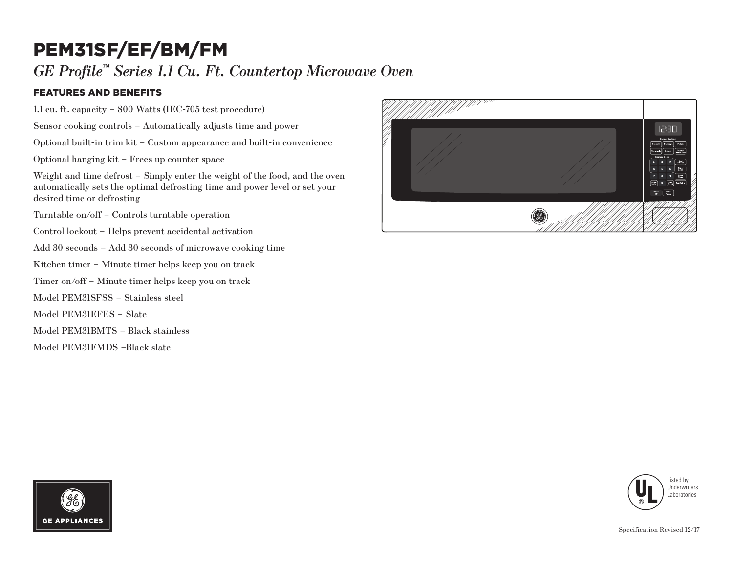# PEM31SF/EF/BM/FM

*GE Profile™ Series 1.1 Cu. Ft. Countertop Microwave Oven*

## FEATURES AND BENEFITS

1.1 cu. ft. capacity – 800 Watts (IEC-705 test procedure)

Sensor cooking controls – Automatically adjusts time and power

Optional built-in trim kit – Custom appearance and built-in convenience

Optional hanging kit – Frees up counter space

Weight and time defrost – Simply enter the weight of the food, and the oven automatically sets the optimal defrosting time and power level or set your desired time or defrosting

Turntable on/off – Controls turntable operation

Control lockout – Helps prevent accidental activation

Add 30 seconds – Add 30 seconds of microwave cooking time

Kitchen timer – Minute timer helps keep you on track

Timer on/off – Minute timer helps keep you on track

Model PEM31SFSS – Stainless steel

Model PEM31EFES – Slate

Model PEM31BMTS – Black stainless

Model PEM31FMDS –Black slate

GE APPLIANCES

Listed by Underwriters Laboratories

Specification Revised 12/17